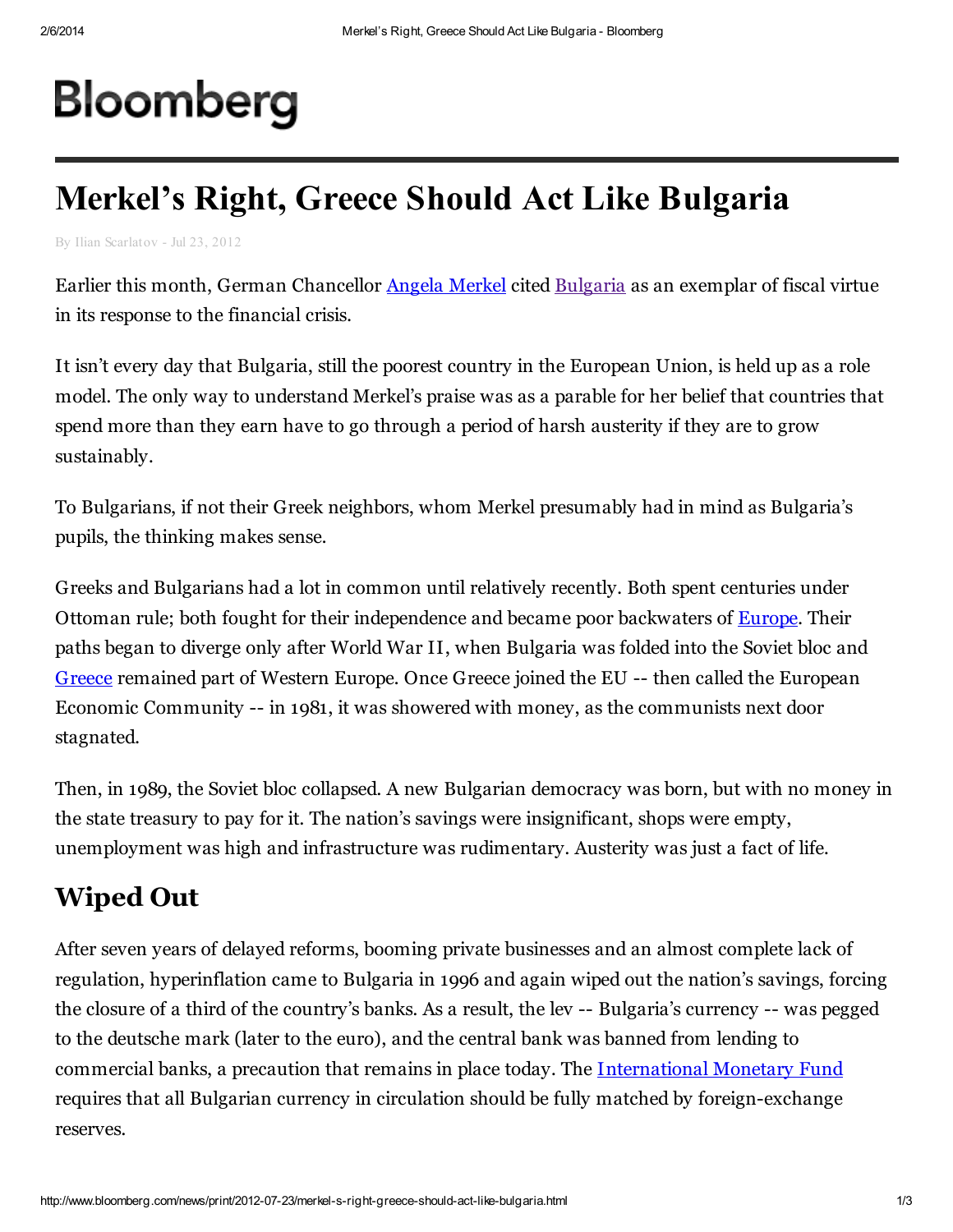# Bloomberg

# Merkel's Right, Greece Should Act Like Bulgaria

By Ilian Scarlatov - Jul 23, 2012

Earlier this month, German Chancellor Angela Merkel cited Bulgaria as an exemplar of fiscal virtue in its response to the financial crisis.

It isn't every day that Bulgaria, still the poorest country in the European Union, is held up as a role model. The only way to understand Merkel's praise was as a parable for her belief that countries that spend more than they earn have to go through a period of harsh austerity if they are to grow sustainably.

To Bulgarians, if not their Greek neighbors, whom Merkel presumably had in mind as Bulgaria's pupils, the thinking makes sense.

Greeks and Bulgarians had a lot in common until relatively recently. Both spent centuries under Ottoman rule; both fought for their independence and became poor backwaters of Europe. Their paths began to diverge only after World War II, when Bulgaria was folded into the Soviet bloc and Greece remained part of Western Europe. Once Greece joined the EU -- then called the European Economic Community -- in 1981, it was showered with money, as the communists next door stagnated.

Then, in 1989, the Soviet bloc collapsed. A new Bulgarian democracy was born, but with no money in the state treasury to pay for it. The nation's savings were insignificant, shops were empty, unemployment was high and infrastructure was rudimentary. Austerity was just a fact of life.

## Wiped Out

After seven years of delayed reforms, booming private businesses and an almost complete lack of regulation, hyperinflation came to Bulgaria in 1996 and again wiped out the nation's savings, forcing the closure of a third of the country's banks. As a result, the lev -- Bulgaria's currency -- was pegged to the deutsche mark (later to the euro), and the central bank was banned from lending to commercial banks, a precaution that remains in place today. The International Monetary Fund requires that all Bulgarian currency in circulation should be fully matched by foreign-exchange reserves.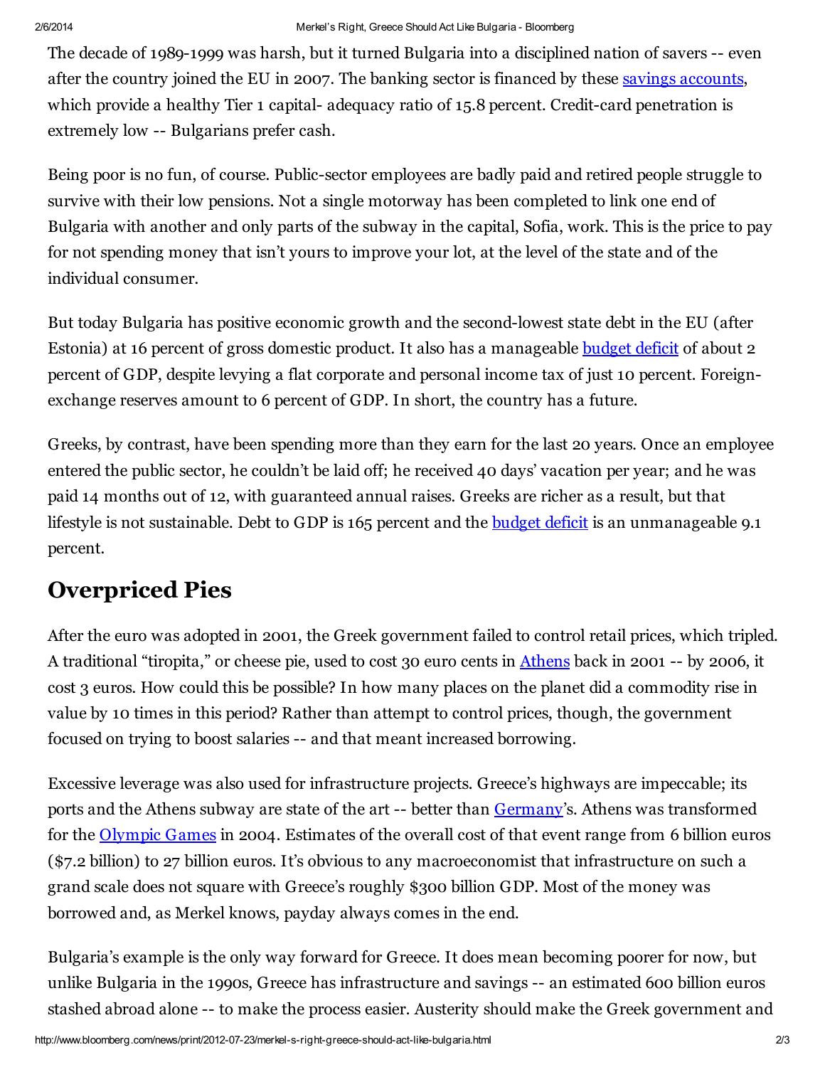The decade of 1989-1999 was harsh, but it turned Bulgaria into a disciplined nation of savers -- even after the country joined the EU in 2007. The banking sector is financed by these savings accounts, which provide a healthy Tier 1 capital- adequacy ratio of 15.8 percent. Credit-card penetration is extremely low -- Bulgarians prefer cash.

Being poor is no fun, of course. Public-sector employees are badly paid and retired people struggle to survive with their low pensions. Not a single motorway has been completed to link one end of Bulgaria with another and only parts of the subway in the capital, Sofia, work. This is the price to pay for not spending money that isn't yours to improve your lot, at the level of the state and of the individual consumer.

But today Bulgaria has positive economic growth and the second-lowest state debt in the EU (after Estonia) at 16 percent of gross domestic product. It also has a manageable budget deficit of about 2 percent of GDP, despite levying a flat corporate and personal income tax of just 10 percent. Foreign-exchange reserves amount to 6 percent of GDP. In short, the country has a future.

Greeks, by contrast, have been spending more than they earn for the last 20 years. Once an employee entered the public sector, he couldn't be laid off; he received 40 days' vacation per year; and he was paid 14 months out of 12, with guaranteed annual raises. Greeks are richer as a result, but that lifestyle is not sustainable. Debt to GDP is 165 percent and the budget deficit is an unmanageable 9.1 percent.

## Overpriced Pies

After the euro was adopted in 2001, the Greek government failed to control retail prices, which tripled. A traditional "tiropita," or cheese pie, used to cost 30 euro cents in Athens back in 2001 -- by 2006, it cost 3 euros. How could this be possible? In how many places on the planet did a commodity rise in value by 10 times in this period? Rather than attempt to control prices, though, the government focused on trying to boost salaries -- and that meant increased borrowing.

Excessive leverage was also used for infrastructure projects. Greece's highways are impeccable; its ports and the Athens subway are state of the art -- better than Germany's. Athens was transformed for the Olympic Games in 2004. Estimates of the overall cost of that event range from 6 billion euros ($7.2 billion) to 27 billion euros. It's obvious to any macroeconomist that infrastructure on such a grand scale does not square with Greece's roughly $300 billion GDP. Most of the money was borrowed and, as Merkel knows, payday always comes in the end.

Bulgaria's example is the only way forward for Greece. It does mean becoming poorer for now, but unlike Bulgaria in the 1990s, Greece has infrastructure and savings -- an estimated 600 billion euros stashed abroad alone -- to make the process easier. Austerity should make the Greek government and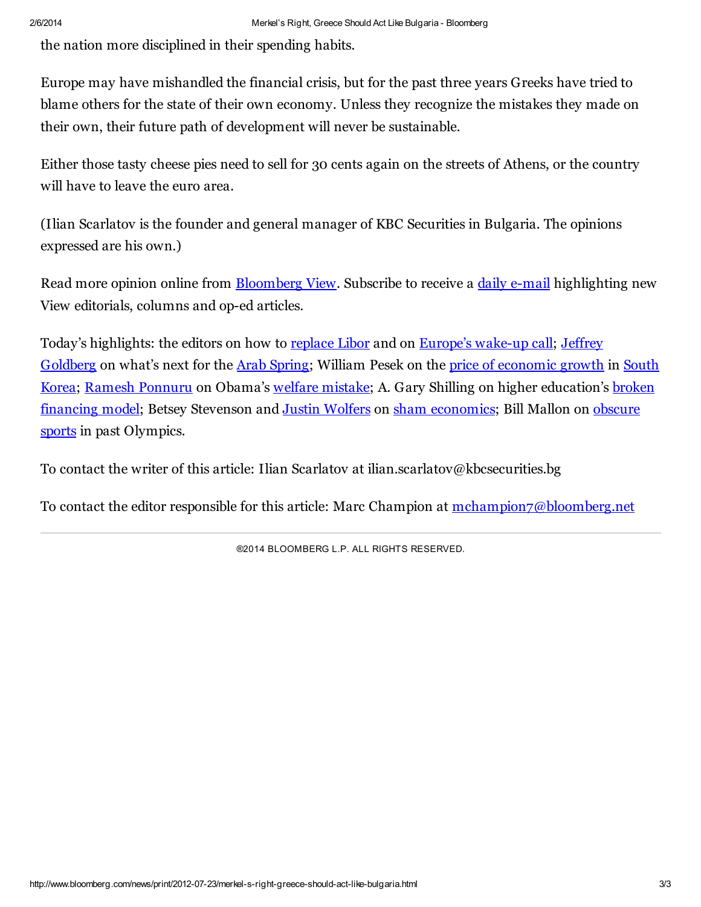the nation more disciplined in their spending habits.

Europe may have mishandled the financial crisis, but for the past three years Greeks have tried to blame others for the state of their own economy. Unless they recognize the mistakes they made on their own, their future path of development will never be sustainable.

Either those tasty cheese pies need to sell for 30 cents again on the streets of Athens, or the country will have to leave the euro area.

(Ilian Scarlatov is the founder and general manager of KBC Securities in Bulgaria. The opinions expressed are his own.)

Read more opinion online from Bloomberg View. Subscribe to receive a daily e-mail highlighting new View editorials, columns and op-ed articles.

Today's highlights: the editors on how to replace Libor and on Europe's wake-up call; Jeffrey Goldberg on what's next for the Arab Spring; William Pesek on the price of economic growth in South Korea; Ramesh Ponnuru on Obama's welfare mistake; A. Gary Shilling on higher education's broken financing model; Betsey Stevenson and Justin Wolfers on sham economics; Bill Mallon on obscure sports in past Olympics.

To contact the writer of this article: Ilian Scarlatov at ilian.scarlatov@kbcsecurities.bg

To contact the editor responsible for this article: Marc Champion at mchampion7@bloomberg.net

---

®2014 BLOOMBERG L.P. ALL RIGHTS RESERVED.